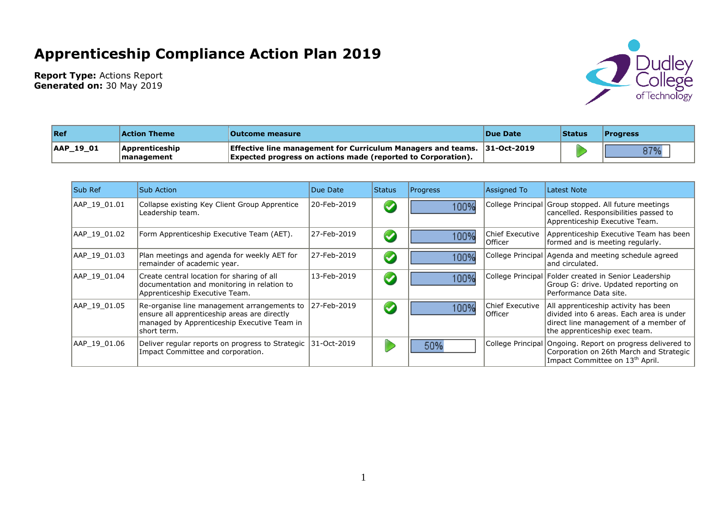# Apprenticeship Compliance Action Plan 2019

**Report Type:** Actions Report
**Generated on:** 30 May 2019

| Ref | Action Theme | Outcome measure | Due Date | Status | Progress |
|---|---|---|---|---|---|
| **AAP_19_01** | **Apprenticeship management** | **Effective line management for Curriculum Managers and teams. Expected progress on actions made (reported to Corporation).** | **31-Oct-2019** | ▶ | 87% |

| Sub Ref | Sub Action | Due Date | Status | Progress | Assigned To | Latest Note |
|---|---|---|---|---|---|---|
| AAP_19_01.01 | Collapse existing Key Client Group Apprentice Leadership team. | 20-Feb-2019 | ✔ | 100% | College Principal | Group stopped. All future meetings cancelled. Responsibilities passed to Apprenticeship Executive Team. |
| AAP_19_01.02 | Form Apprenticeship Executive Team (AET). | 27-Feb-2019 | ✔ | 100% | Chief Executive Officer | Apprenticeship Executive Team has been formed and is meeting regularly. |
| AAP_19_01.03 | Plan meetings and agenda for weekly AET for remainder of academic year. | 27-Feb-2019 | ✔ | 100% | College Principal | Agenda and meeting schedule agreed and circulated. |
| AAP_19_01.04 | Create central location for sharing of all documentation and monitoring in relation to Apprenticeship Executive Team. | 13-Feb-2019 | ✔ | 100% | College Principal | Folder created in Senior Leadership Group G: drive. Updated reporting on Performance Data site. |
| AAP_19_01.05 | Re-organise line management arrangements to ensure all apprenticeship areas are directly managed by Apprenticeship Executive Team in short term. | 27-Feb-2019 | ✔ | 100% | Chief Executive Officer | All apprenticeship activity has been divided into 6 areas. Each area is under direct line management of a member of the apprenticeship exec team. |
| AAP_19_01.06 | Deliver regular reports on progress to Strategic Impact Committee and corporation. | 31-Oct-2019 | ▶ | 50% | College Principal | Ongoing. Report on progress delivered to Corporation on 26th March and Strategic Impact Committee on 13th April. |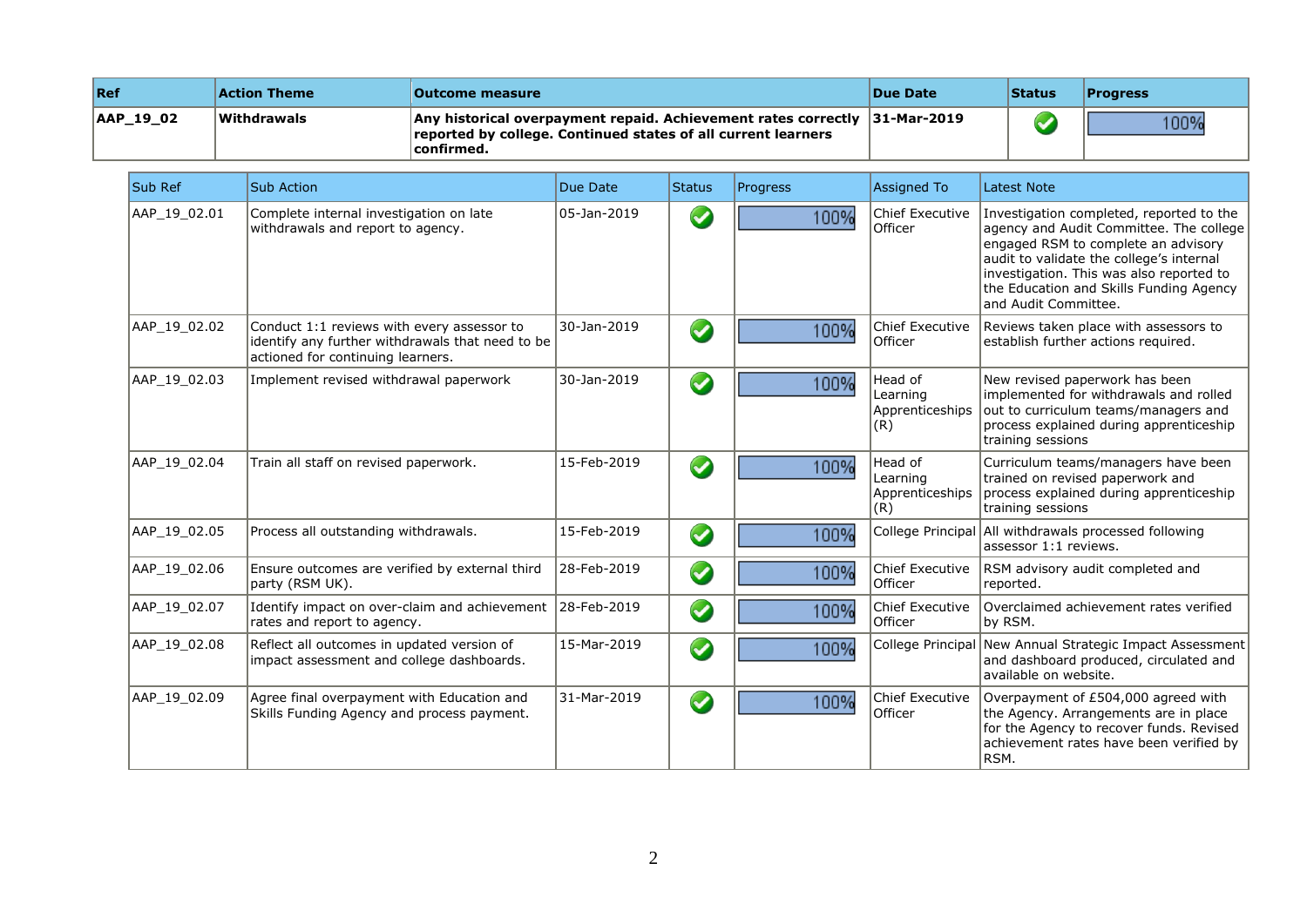| Ref | Action Theme | Outcome measure | Due Date | Status | Progress |
|---|---|---|---|---|---|
| **AAP_19_02** | **Withdrawals** | **Any historical overpayment repaid. Achievement rates correctly reported by college. Continued states of all current learners confirmed.** | **31-Mar-2019** | ✔ | 100% |

| Sub Ref | Sub Action | Due Date | Status | Progress | Assigned To | Latest Note |
|---|---|---|---|---|---|---|
| AAP_19_02.01 | Complete internal investigation on late withdrawals and report to agency. | 05-Jan-2019 | ✔ | 100% | Chief Executive Officer | Investigation completed, reported to the agency and Audit Committee. The college engaged RSM to complete an advisory audit to validate the college's internal investigation. This was also reported to the Education and Skills Funding Agency and Audit Committee. |
| AAP_19_02.02 | Conduct 1:1 reviews with every assessor to identify any further withdrawals that need to be actioned for continuing learners. | 30-Jan-2019 | ✔ | 100% | Chief Executive Officer | Reviews taken place with assessors to establish further actions required. |
| AAP_19_02.03 | Implement revised withdrawal paperwork | 30-Jan-2019 | ✔ | 100% | Head of Learning Apprenticeships (R) | New revised paperwork has been implemented for withdrawals and rolled out to curriculum teams/managers and process explained during apprenticeship training sessions |
| AAP_19_02.04 | Train all staff on revised paperwork. | 15-Feb-2019 | ✔ | 100% | Head of Learning Apprenticeships (R) | Curriculum teams/managers have been trained on revised paperwork and process explained during apprenticeship training sessions |
| AAP_19_02.05 | Process all outstanding withdrawals. | 15-Feb-2019 | ✔ | 100% | College Principal | All withdrawals processed following assessor 1:1 reviews. |
| AAP_19_02.06 | Ensure outcomes are verified by external third party (RSM UK). | 28-Feb-2019 | ✔ | 100% | Chief Executive Officer | RSM advisory audit completed and reported. |
| AAP_19_02.07 | Identify impact on over-claim and achievement rates and report to agency. | 28-Feb-2019 | ✔ | 100% | Chief Executive Officer | Overclaimed achievement rates verified by RSM. |
| AAP_19_02.08 | Reflect all outcomes in updated version of impact assessment and college dashboards. | 15-Mar-2019 | ✔ | 100% | College Principal | New Annual Strategic Impact Assessment and dashboard produced, circulated and available on website. |
| AAP_19_02.09 | Agree final overpayment with Education and Skills Funding Agency and process payment. | 31-Mar-2019 | ✔ | 100% | Chief Executive Officer | Overpayment of £504,000 agreed with the Agency. Arrangements are in place for the Agency to recover funds. Revised achievement rates have been verified by RSM. |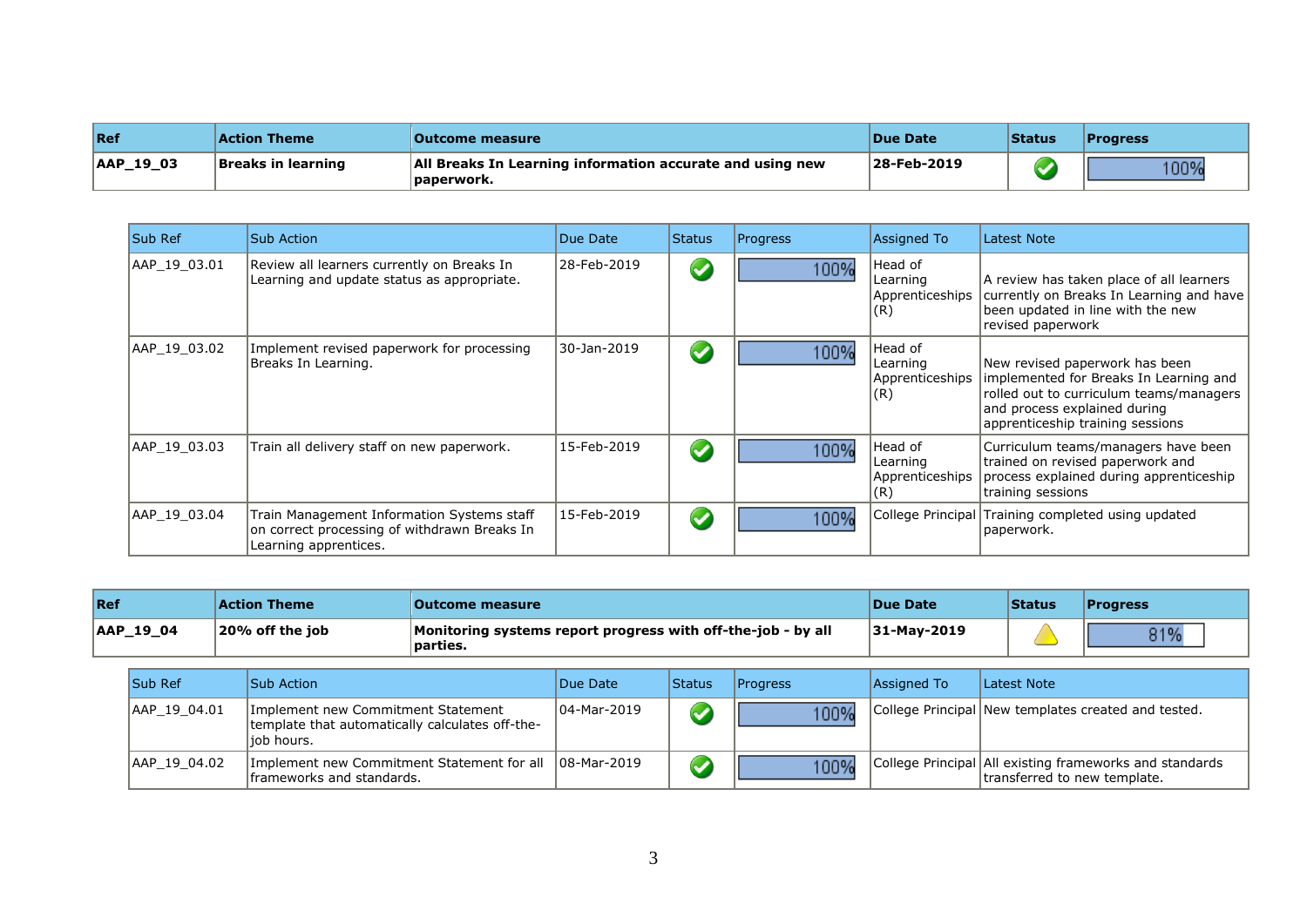| Ref | Action Theme | Outcome measure | Due Date | Status | Progress |
|---|---|---|---|---|---|
| **AAP_19_03** | **Breaks in learning** | **All Breaks In Learning information accurate and using new paperwork.** | **28-Feb-2019** | ✔ | 100% |

| Sub Ref | Sub Action | Due Date | Status | Progress | Assigned To | Latest Note |
|---|---|---|---|---|---|---|
| AAP_19_03.01 | Review all learners currently on Breaks In Learning and update status as appropriate. | 28-Feb-2019 | ✔ | 100% | Head of Learning Apprenticeships (R) | A review has taken place of all learners currently on Breaks In Learning and have been updated in line with the new revised paperwork |
| AAP_19_03.02 | Implement revised paperwork for processing Breaks In Learning. | 30-Jan-2019 | ✔ | 100% | Head of Learning Apprenticeships (R) | New revised paperwork has been implemented for Breaks In Learning and rolled out to curriculum teams/managers and process explained during apprenticeship training sessions |
| AAP_19_03.03 | Train all delivery staff on new paperwork. | 15-Feb-2019 | ✔ | 100% | Head of Learning Apprenticeships (R) | Curriculum teams/managers have been trained on revised paperwork and process explained during apprenticeship training sessions |
| AAP_19_03.04 | Train Management Information Systems staff on correct processing of withdrawn Breaks In Learning apprentices. | 15-Feb-2019 | ✔ | 100% | College Principal | Training completed using updated paperwork. |

| Ref | Action Theme | Outcome measure | Due Date | Status | Progress |
|---|---|---|---|---|---|
| **AAP_19_04** | **20% off the job** | **Monitoring systems report progress with off-the-job - by all parties.** | **31-May-2019** | ⚠ | 81% |

| Sub Ref | Sub Action | Due Date | Status | Progress | Assigned To | Latest Note |
|---|---|---|---|---|---|---|
| AAP_19_04.01 | Implement new Commitment Statement template that automatically calculates off-the-job hours. | 04-Mar-2019 | ✔ | 100% | College Principal | New templates created and tested. |
| AAP_19_04.02 | Implement new Commitment Statement for all frameworks and standards. | 08-Mar-2019 | ✔ | 100% | College Principal | All existing frameworks and standards transferred to new template. |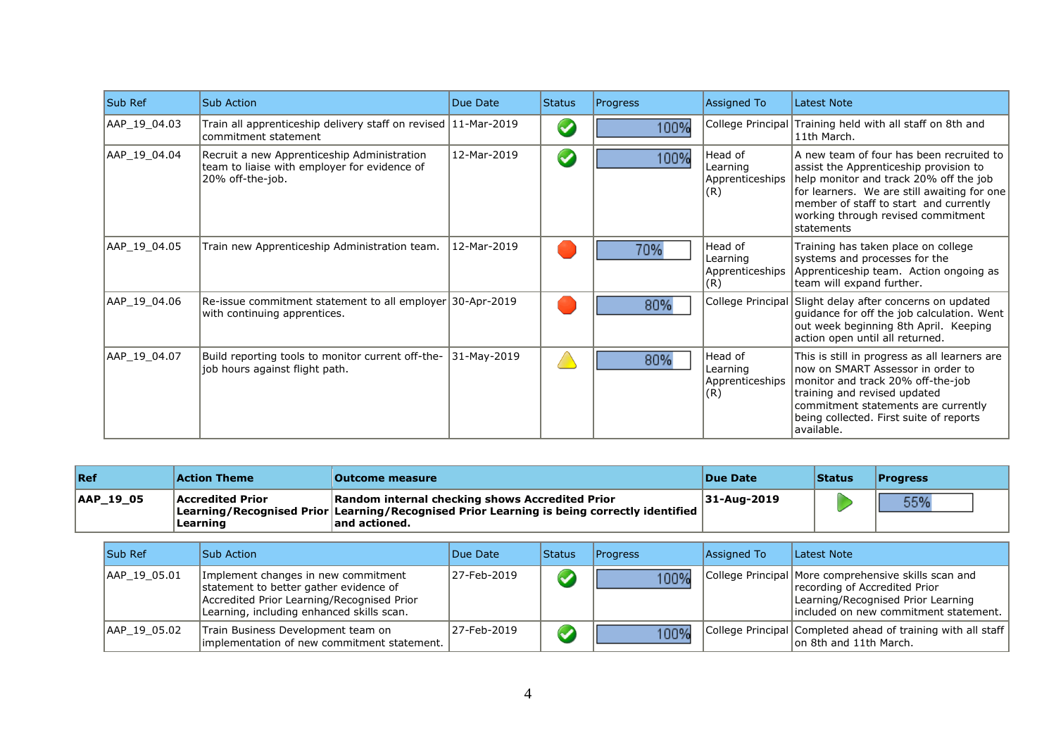| Sub Ref | Sub Action | Due Date | Status | Progress | Assigned To | Latest Note |
|---|---|---|---|---|---|---|
| AAP_19_04.03 | Train all apprenticeship delivery staff on revised commitment statement | 11-Mar-2019 | | 100% | College Principal | Training held with all staff on 8th and 11th March. |
| AAP_19_04.04 | Recruit a new Apprenticeship Administration team to liaise with employer for evidence of 20% off-the-job. | 12-Mar-2019 | | 100% | Head of Learning Apprenticeships (R) | A new team of four has been recruited to assist the Apprenticeship provision to help monitor and track 20% off the job for learners. We are still awaiting for one member of staff to start and currently working through revised commitment statements |
| AAP_19_04.05 | Train new Apprenticeship Administration team. | 12-Mar-2019 | | 70% | Head of Learning Apprenticeships (R) | Training has taken place on college systems and processes for the Apprenticeship team. Action ongoing as team will expand further. |
| AAP_19_04.06 | Re-issue commitment statement to all employer with continuing apprentices. | 30-Apr-2019 | | 80% | College Principal | Slight delay after concerns on updated guidance for off the job calculation. Went out week beginning 8th April. Keeping action open until all returned. |
| AAP_19_04.07 | Build reporting tools to monitor current off-the-job hours against flight path. | 31-May-2019 | | 80% | Head of Learning Apprenticeships (R) | This is still in progress as all learners are now on SMART Assessor in order to monitor and track 20% off-the-job training and revised updated commitment statements are currently being collected. First suite of reports available. |

| Ref | Action Theme | Outcome measure | Due Date | Status | Progress |
|---|---|---|---|---|---|
| **AAP_19_05** | **Accredited Prior Learning/Recognised Prior Learning** | **Random internal checking shows Accredited Prior Learning/Recognised Prior Learning is being correctly identified and actioned.** | **31-Aug-2019** | | 55% |

| Sub Ref | Sub Action | Due Date | Status | Progress | Assigned To | Latest Note |
|---|---|---|---|---|---|---|
| AAP_19_05.01 | Implement changes in new commitment statement to better gather evidence of Accredited Prior Learning/Recognised Prior Learning, including enhanced skills scan. | 27-Feb-2019 | | 100% | College Principal | More comprehensive skills scan and recording of Accredited Prior Learning/Recognised Prior Learning included on new commitment statement. |
| AAP_19_05.02 | Train Business Development team on implementation of new commitment statement. | 27-Feb-2019 | | 100% | College Principal | Completed ahead of training with all staff on 8th and 11th March. |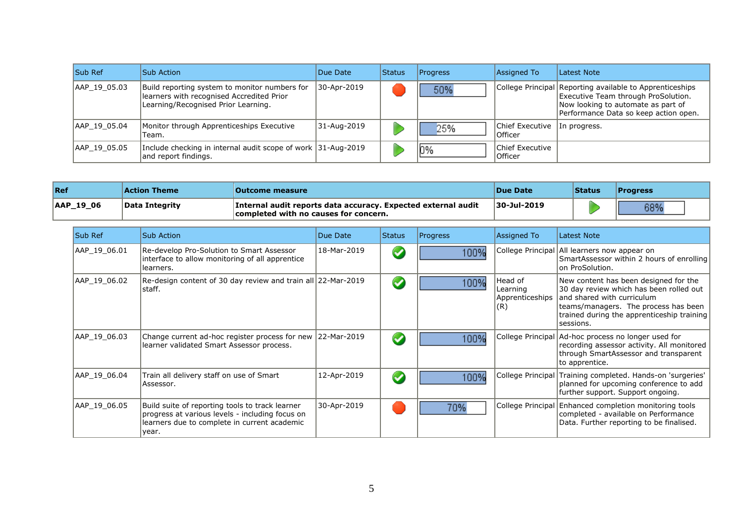| Sub Ref | Sub Action | Due Date | Status | Progress | Assigned To | Latest Note |
|---|---|---|---|---|---|---|
| AAP_19_05.03 | Build reporting system to monitor numbers for learners with recognised Accredited Prior Learning/Recognised Prior Learning. | 30-Apr-2019 | | 50% | College Principal | Reporting available to Apprenticeships Executive Team through ProSolution. Now looking to automate as part of Performance Data so keep action open. |
| AAP_19_05.04 | Monitor through Apprenticeships Executive Team. | 31-Aug-2019 | | 25% | Chief Executive Officer | In progress. |
| AAP_19_05.05 | Include checking in internal audit scope of work and report findings. | 31-Aug-2019 | | 0% | Chief Executive Officer | |

| Ref | Action Theme | Outcome measure | Due Date | Status | Progress |
|---|---|---|---|---|---|
| **AAP_19_06** | **Data Integrity** | **Internal audit reports data accuracy. Expected external audit completed with no causes for concern.** | **30-Jul-2019** | | 68% |

| Sub Ref | Sub Action | Due Date | Status | Progress | Assigned To | Latest Note |
|---|---|---|---|---|---|---|
| AAP_19_06.01 | Re-develop Pro-Solution to Smart Assessor interface to allow monitoring of all apprentice learners. | 18-Mar-2019 | | 100% | College Principal | All learners now appear on SmartAssessor within 2 hours of enrolling on ProSolution. |
| AAP_19_06.02 | Re-design content of 30 day review and train all staff. | 22-Mar-2019 | | 100% | Head of Learning Apprenticeships (R) | New content has been designed for the 30 day review which has been rolled out and shared with curriculum teams/managers. The process has been trained during the apprenticeship training sessions. |
| AAP_19_06.03 | Change current ad-hoc register process for new learner validated Smart Assessor process. | 22-Mar-2019 | | 100% | College Principal | Ad-hoc process no longer used for recording assessor activity. All monitored through SmartAssessor and transparent to apprentice. |
| AAP_19_06.04 | Train all delivery staff on use of Smart Assessor. | 12-Apr-2019 | | 100% | College Principal | Training completed. Hands-on 'surgeries' planned for upcoming conference to add further support. Support ongoing. |
| AAP_19_06.05 | Build suite of reporting tools to track learner progress at various levels - including focus on learners due to complete in current academic year. | 30-Apr-2019 | | 70% | College Principal | Enhanced completion monitoring tools completed - available on Performance Data. Further reporting to be finalised. |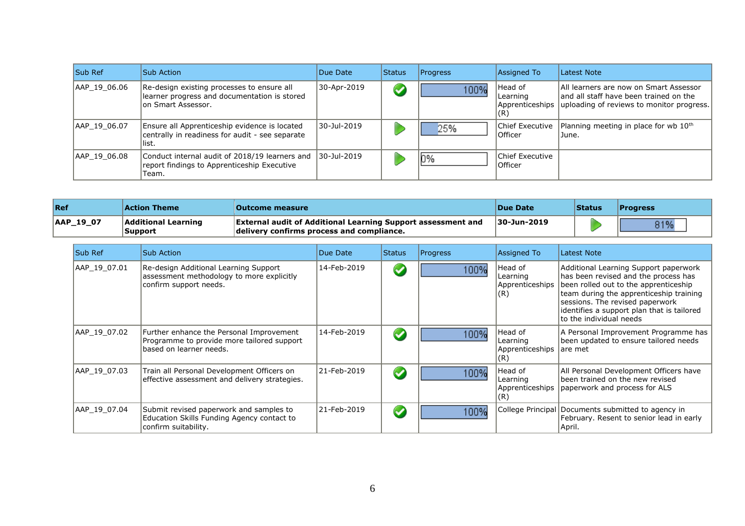| Sub Ref | Sub Action | Due Date | Status | Progress | Assigned To | Latest Note |
|---|---|---|---|---|---|---|
| AAP_19_06.06 | Re-design existing processes to ensure all learner progress and documentation is stored on Smart Assessor. | 30-Apr-2019 | Completed | 100% | Head of Learning Apprenticeships (R) | All learners are now on Smart Assessor and all staff have been trained on the uploading of reviews to monitor progress. |
| AAP_19_06.07 | Ensure all Apprenticeship evidence is located centrally in readiness for audit - see separate list. | 30-Jul-2019 | In progress | 25% | Chief Executive Officer | Planning meeting in place for wb 10th June. |
| AAP_19_06.08 | Conduct internal audit of 2018/19 learners and report findings to Apprenticeship Executive Team. | 30-Jul-2019 | In progress | 0% | Chief Executive Officer | |

| Ref | Action Theme | Outcome measure | Due Date | Status | Progress |
|---|---|---|---|---|---|
| **AAP_19_07** | **Additional Learning Support** | **External audit of Additional Learning Support assessment and delivery confirms process and compliance.** | **30-Jun-2019** | In progress | 81% |

| Sub Ref | Sub Action | Due Date | Status | Progress | Assigned To | Latest Note |
|---|---|---|---|---|---|---|
| AAP_19_07.01 | Re-design Additional Learning Support assessment methodology to more explicitly confirm support needs. | 14-Feb-2019 | Completed | 100% | Head of Learning Apprenticeships (R) | Additional Learning Support paperwork has been revised and the process has been rolled out to the apprenticeship team during the apprenticeship training sessions. The revised paperwork identifies a support plan that is tailored to the individual needs |
| AAP_19_07.02 | Further enhance the Personal Improvement Programme to provide more tailored support based on learner needs. | 14-Feb-2019 | Completed | 100% | Head of Learning Apprenticeships (R) | A Personal Improvement Programme has been updated to ensure tailored needs are met |
| AAP_19_07.03 | Train all Personal Development Officers on effective assessment and delivery strategies. | 21-Feb-2019 | Completed | 100% | Head of Learning Apprenticeships (R) | All Personal Development Officers have been trained on the new revised paperwork and process for ALS |
| AAP_19_07.04 | Submit revised paperwork and samples to Education Skills Funding Agency contact to confirm suitability. | 21-Feb-2019 | Completed | 100% | College Principal | Documents submitted to agency in February. Resent to senior lead in early April. |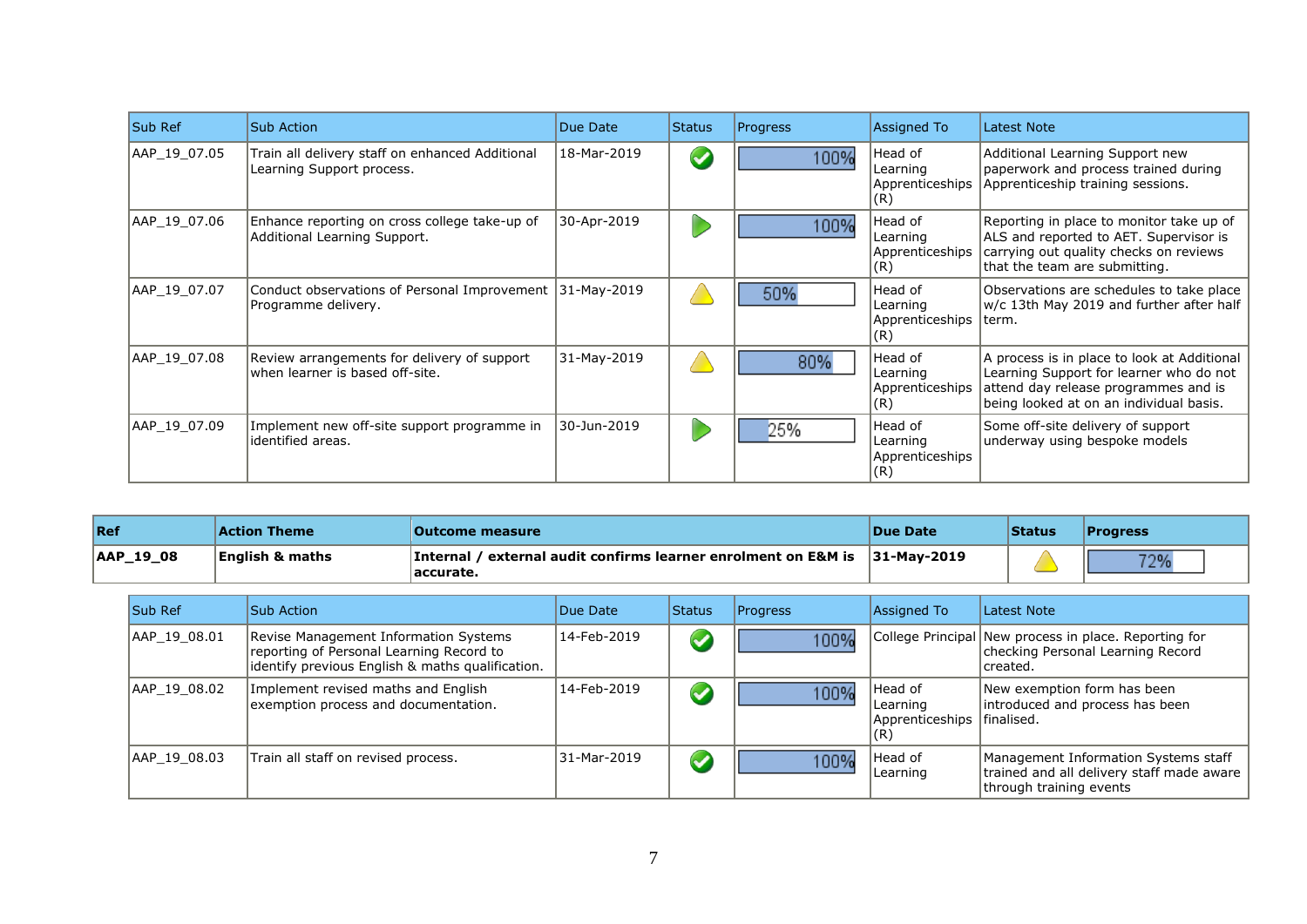| Sub Ref | Sub Action | Due Date | Status | Progress | Assigned To | Latest Note |
|---|---|---|---|---|---|---|
| AAP_19_07.05 | Train all delivery staff on enhanced Additional Learning Support process. | 18-Mar-2019 | | 100% | Head of Learning Apprenticeships (R) | Additional Learning Support new paperwork and process trained during Apprenticeship training sessions. |
| AAP_19_07.06 | Enhance reporting on cross college take-up of Additional Learning Support. | 30-Apr-2019 | | 100% | Head of Learning Apprenticeships (R) | Reporting in place to monitor take up of ALS and reported to AET. Supervisor is carrying out quality checks on reviews that the team are submitting. |
| AAP_19_07.07 | Conduct observations of Personal Improvement Programme delivery. | 31-May-2019 | | 50% | Head of Learning Apprenticeships (R) | Observations are schedules to take place w/c 13th May 2019 and further after half term. |
| AAP_19_07.08 | Review arrangements for delivery of support when learner is based off-site. | 31-May-2019 | | 80% | Head of Learning Apprenticeships (R) | A process is in place to look at Additional Learning Support for learner who do not attend day release programmes and is being looked at on an individual basis. |
| AAP_19_07.09 | Implement new off-site support programme in identified areas. | 30-Jun-2019 | | 25% | Head of Learning Apprenticeships (R) | Some off-site delivery of support underway using bespoke models |

| Ref | Action Theme | Outcome measure | Due Date | Status | Progress |
|---|---|---|---|---|---|
| **AAP_19_08** | **English & maths** | **Internal / external audit confirms learner enrolment on E&M is accurate.** | **31-May-2019** | | 72% |

| Sub Ref | Sub Action | Due Date | Status | Progress | Assigned To | Latest Note |
|---|---|---|---|---|---|---|
| AAP_19_08.01 | Revise Management Information Systems reporting of Personal Learning Record to identify previous English & maths qualification. | 14-Feb-2019 | | 100% | College Principal | New process in place. Reporting for checking Personal Learning Record created. |
| AAP_19_08.02 | Implement revised maths and English exemption process and documentation. | 14-Feb-2019 | | 100% | Head of Learning Apprenticeships (R) | New exemption form has been introduced and process has been finalised. |
| AAP_19_08.03 | Train all staff on revised process. | 31-Mar-2019 | | 100% | Head of Learning | Management Information Systems staff trained and all delivery staff made aware through training events |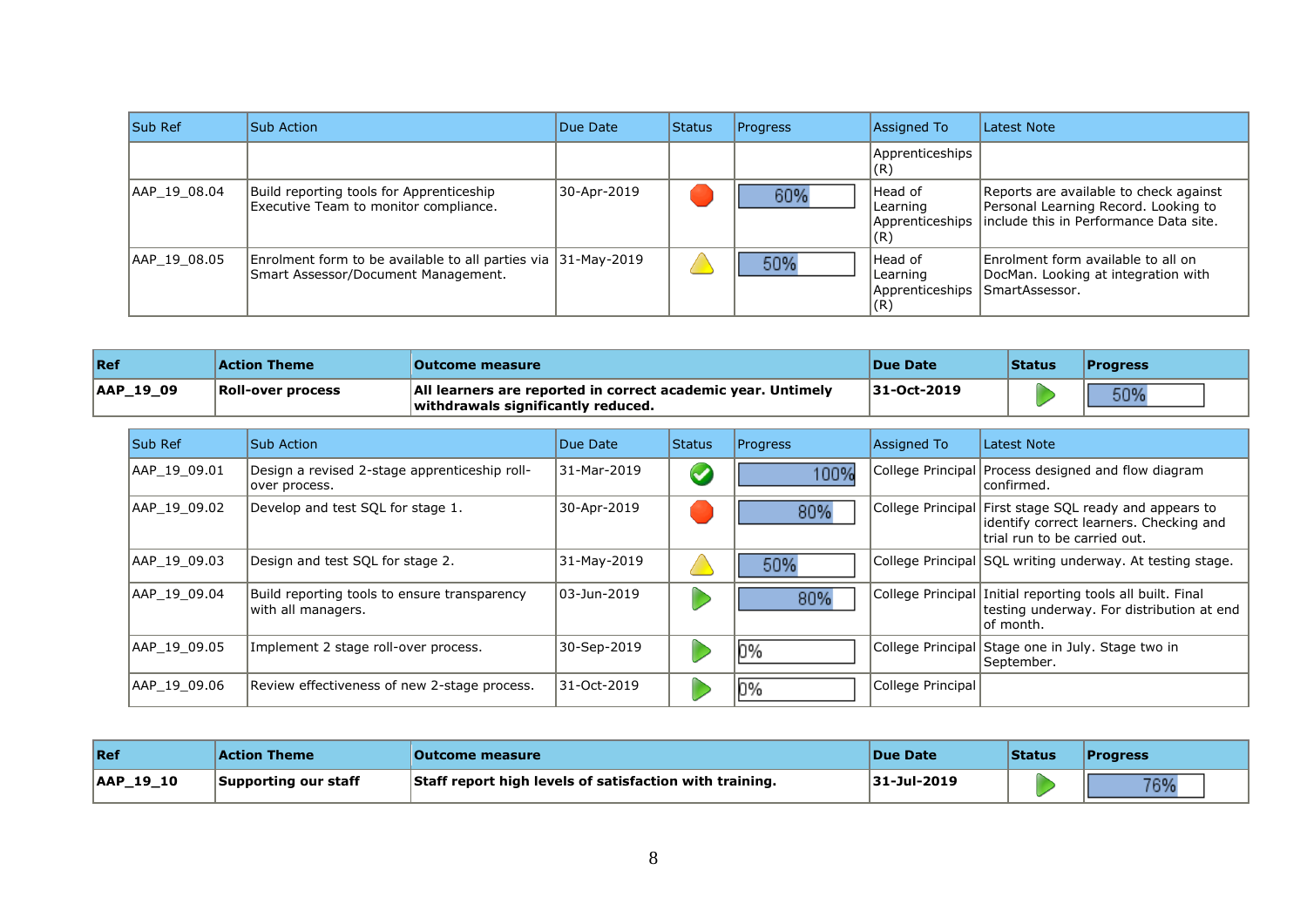| Sub Ref | Sub Action | Due Date | Status | Progress | Assigned To | Latest Note |
|---|---|---|---|---|---|---|
| | | | | | Apprenticeships (R) | |
| AAP_19_08.04 | Build reporting tools for Apprenticeship Executive Team to monitor compliance. | 30-Apr-2019 | | 60% | Head of Learning Apprenticeships (R) | Reports are available to check against Personal Learning Record. Looking to include this in Performance Data site. |
| AAP_19_08.05 | Enrolment form to be available to all parties via Smart Assessor/Document Management. | 31-May-2019 | | 50% | Head of Learning Apprenticeships (R) | Enrolment form available to all on DocMan. Looking at integration with SmartAssessor. |

| Ref | Action Theme | Outcome measure | Due Date | Status | Progress |
|---|---|---|---|---|---|
| **AAP_19_09** | **Roll-over process** | **All learners are reported in correct academic year. Untimely withdrawals significantly reduced.** | **31-Oct-2019** | | 50% |

| Sub Ref | Sub Action | Due Date | Status | Progress | Assigned To | Latest Note |
|---|---|---|---|---|---|---|
| AAP_19_09.01 | Design a revised 2-stage apprenticeship roll-over process. | 31-Mar-2019 | | 100% | College Principal | Process designed and flow diagram confirmed. |
| AAP_19_09.02 | Develop and test SQL for stage 1. | 30-Apr-2019 | | 80% | College Principal | First stage SQL ready and appears to identify correct learners. Checking and trial run to be carried out. |
| AAP_19_09.03 | Design and test SQL for stage 2. | 31-May-2019 | | 50% | College Principal | SQL writing underway. At testing stage. |
| AAP_19_09.04 | Build reporting tools to ensure transparency with all managers. | 03-Jun-2019 | | 80% | College Principal | Initial reporting tools all built. Final testing underway. For distribution at end of month. |
| AAP_19_09.05 | Implement 2 stage roll-over process. | 30-Sep-2019 | | 0% | College Principal | Stage one in July. Stage two in September. |
| AAP_19_09.06 | Review effectiveness of new 2-stage process. | 31-Oct-2019 | | 0% | College Principal | |

| Ref | Action Theme | Outcome measure | Due Date | Status | Progress |
|---|---|---|---|---|---|
| **AAP_19_10** | **Supporting our staff** | **Staff report high levels of satisfaction with training.** | **31-Jul-2019** | | 76% |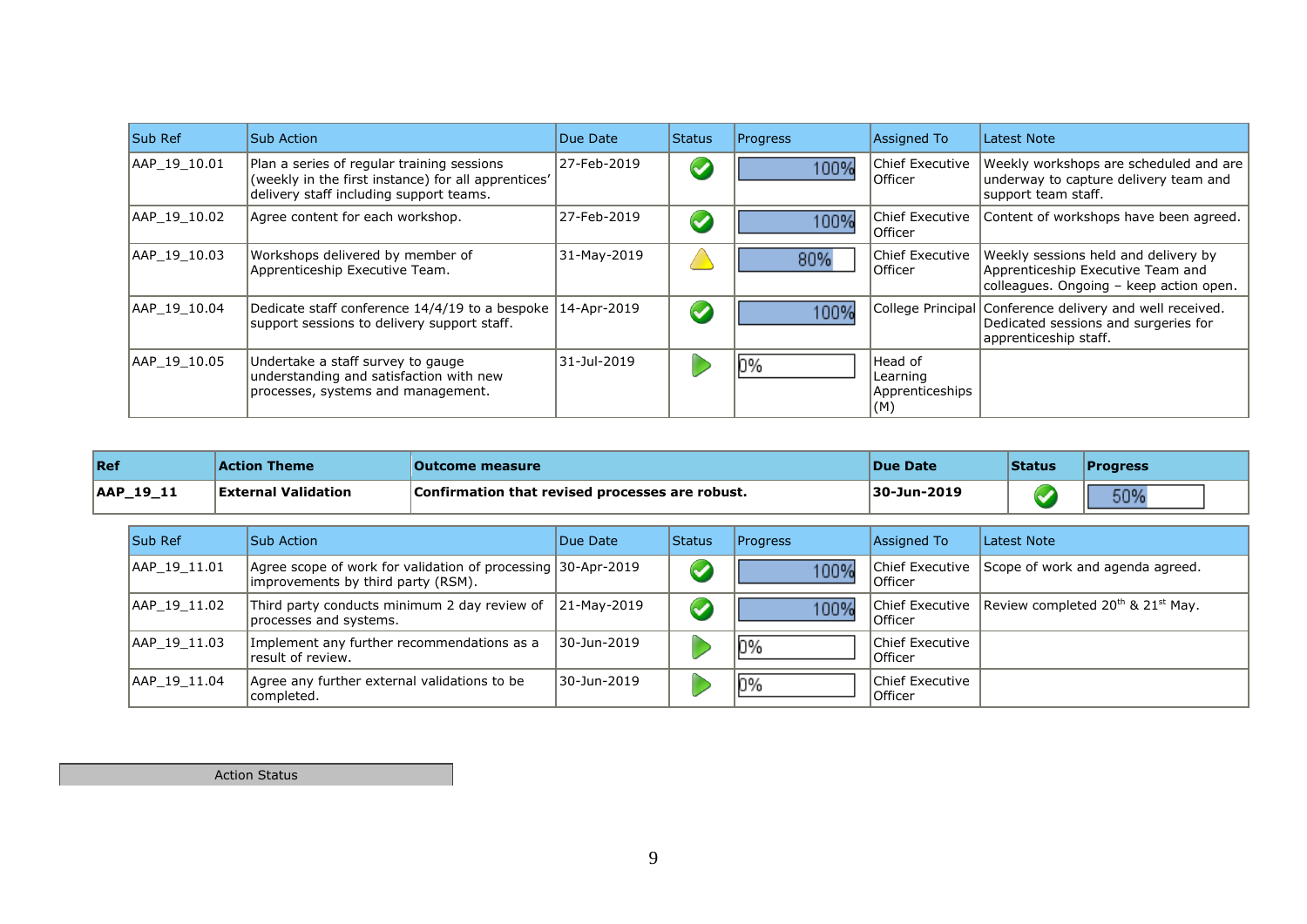| Sub Ref | Sub Action | Due Date | Status | Progress | Assigned To | Latest Note |
|---|---|---|---|---|---|---|
| AAP_19_10.01 | Plan a series of regular training sessions (weekly in the first instance) for all apprentices' delivery staff including support teams. | 27-Feb-2019 | Completed | 100% | Chief Executive Officer | Weekly workshops are scheduled and are underway to capture delivery team and support team staff. |
| AAP_19_10.02 | Agree content for each workshop. | 27-Feb-2019 | Completed | 100% | Chief Executive Officer | Content of workshops have been agreed. |
| AAP_19_10.03 | Workshops delivered by member of Apprenticeship Executive Team. | 31-May-2019 | Warning | 80% | Chief Executive Officer | Weekly sessions held and delivery by Apprenticeship Executive Team and colleagues. Ongoing – keep action open. |
| AAP_19_10.04 | Dedicate staff conference 14/4/19 to a bespoke support sessions to delivery support staff. | 14-Apr-2019 | Completed | 100% | College Principal | Conference delivery and well received. Dedicated sessions and surgeries for apprenticeship staff. |
| AAP_19_10.05 | Undertake a staff survey to gauge understanding and satisfaction with new processes, systems and management. | 31-Jul-2019 | In progress | 0% | Head of Learning Apprenticeships (M) | |

| **Ref** | **Action Theme** | **Outcome measure** | **Due Date** | **Status** | **Progress** |
|---|---|---|---|---|---|
| **AAP_19_11** | **External Validation** | **Confirmation that revised processes are robust.** | **30-Jun-2019** | Completed | 50% |

| Sub Ref | Sub Action | Due Date | Status | Progress | Assigned To | Latest Note |
|---|---|---|---|---|---|---|
| AAP_19_11.01 | Agree scope of work for validation of processing improvements by third party (RSM). | 30-Apr-2019 | Completed | 100% | Chief Executive Officer | Scope of work and agenda agreed. |
| AAP_19_11.02 | Third party conducts minimum 2 day review of processes and systems. | 21-May-2019 | Completed | 100% | Chief Executive Officer | Review completed 20th & 21st May. |
| AAP_19_11.03 | Implement any further recommendations as a result of review. | 30-Jun-2019 | In progress | 0% | Chief Executive Officer | |
| AAP_19_11.04 | Agree any further external validations to be completed. | 30-Jun-2019 | In progress | 0% | Chief Executive Officer | |

Action Status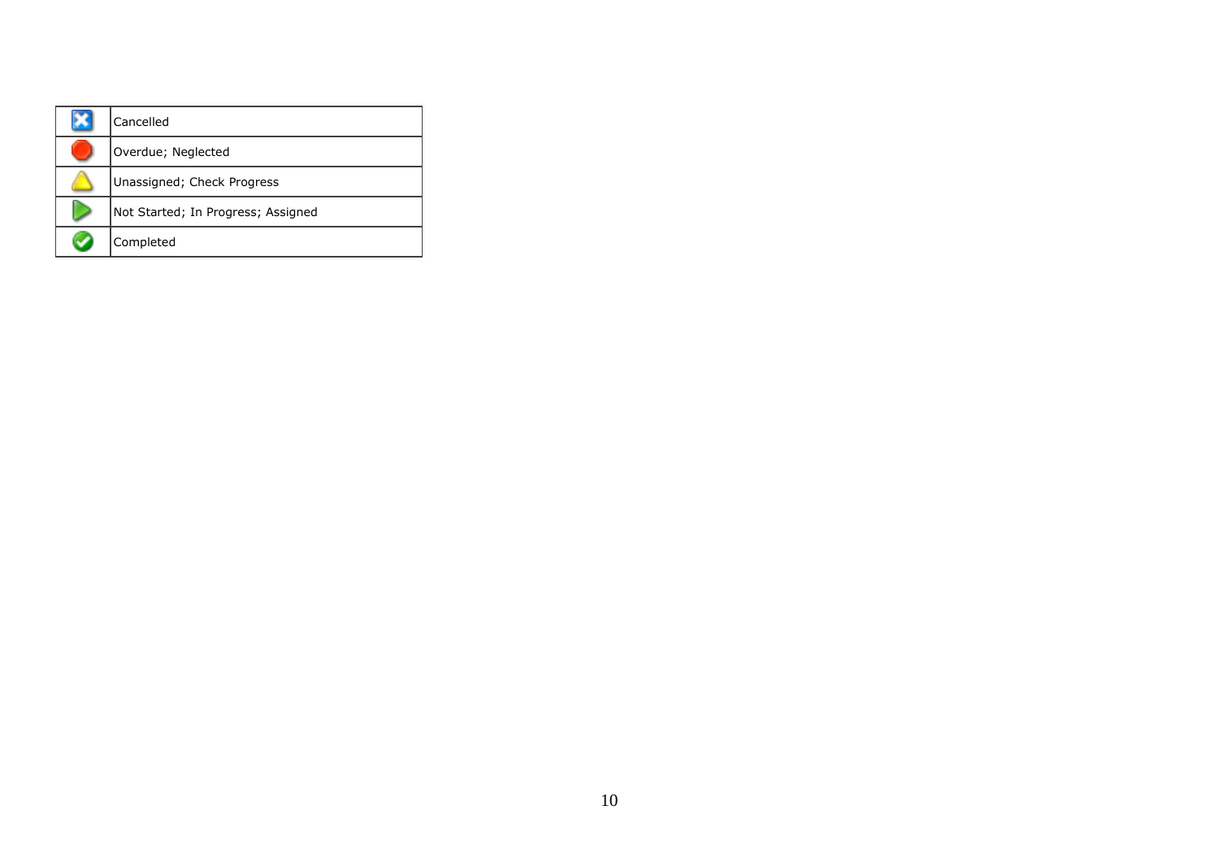| | |
|---|---|
| | Cancelled |
| | Overdue; Neglected |
| | Unassigned; Check Progress |
| | Not Started; In Progress; Assigned |
| | Completed |